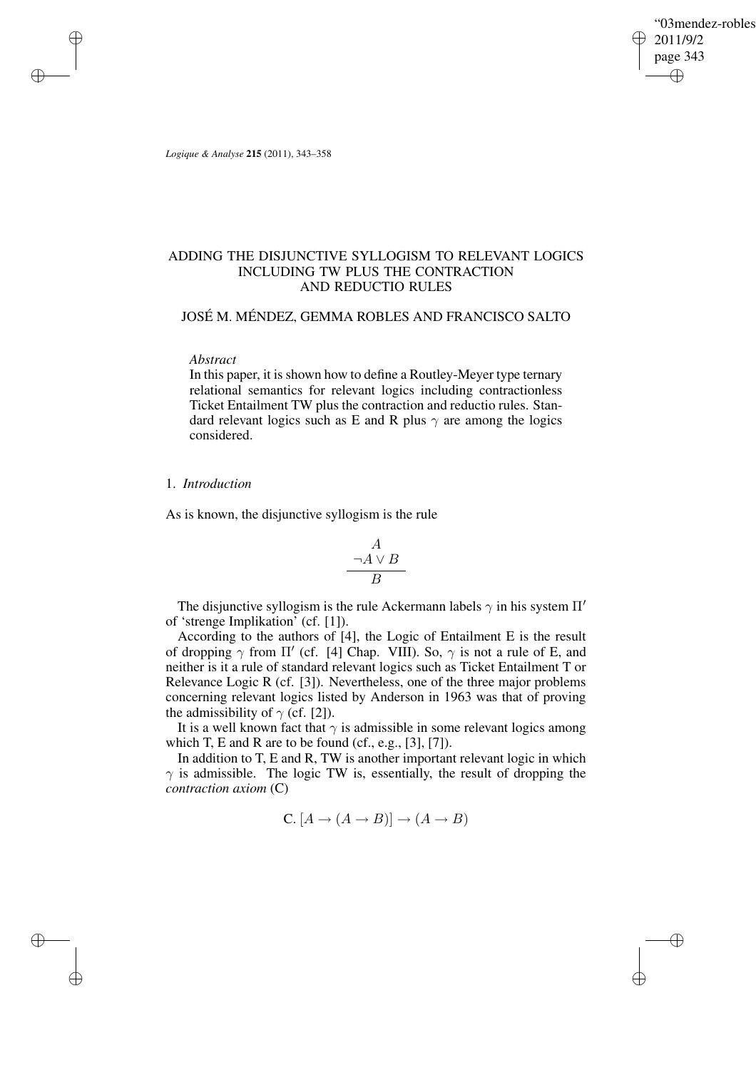# ADDING THE DISJUNCTIVE SYLLOGISM TO RELEVANT LOGICS INCLUDING TW PLUS THE CONTRACTION AND REDUCTIO RULES

JOSÉ M. MÉNDEZ, GEMMA ROBLES AND FRANCISCO SALTO

*Abstract*

In this paper, it is shown how to define a Routley-Meyer type ternary relational semantics for relevant logics including contractionless Ticket Entailment TW plus the contraction and reductio rules. Standard relevant logics such as E and R plus $\gamma$ are among the logics considered.

## 1. *Introduction*

As is known, the disjunctive syllogism is the rule

$$\frac{\begin{array}{c} A \\ \neg A \vee B \end{array}}{B}$$

The disjunctive syllogism is the rule Ackermann labels $\gamma$ in his system $\Pi'$ of 'strenge Implikation' (cf. [1]).

According to the authors of [4], the Logic of Entailment E is the result of dropping $\gamma$ from $\Pi'$ (cf. [4] Chap. VIII). So, $\gamma$ is not a rule of E, and neither is it a rule of standard relevant logics such as Ticket Entailment T or Relevance Logic R (cf. [3]). Nevertheless, one of the three major problems concerning relevant logics listed by Anderson in 1963 was that of proving the admissibility of $\gamma$ (cf. [2]).

It is a well known fact that $\gamma$ is admissible in some relevant logics among which T, E and R are to be found (cf., e.g., [3], [7]).

In addition to T, E and R, TW is another important relevant logic in which $\gamma$ is admissible. The logic TW is, essentially, the result of dropping the *contraction axiom* (C)

$$\text{C. } [A \to (A \to B)] \to (A \to B)$$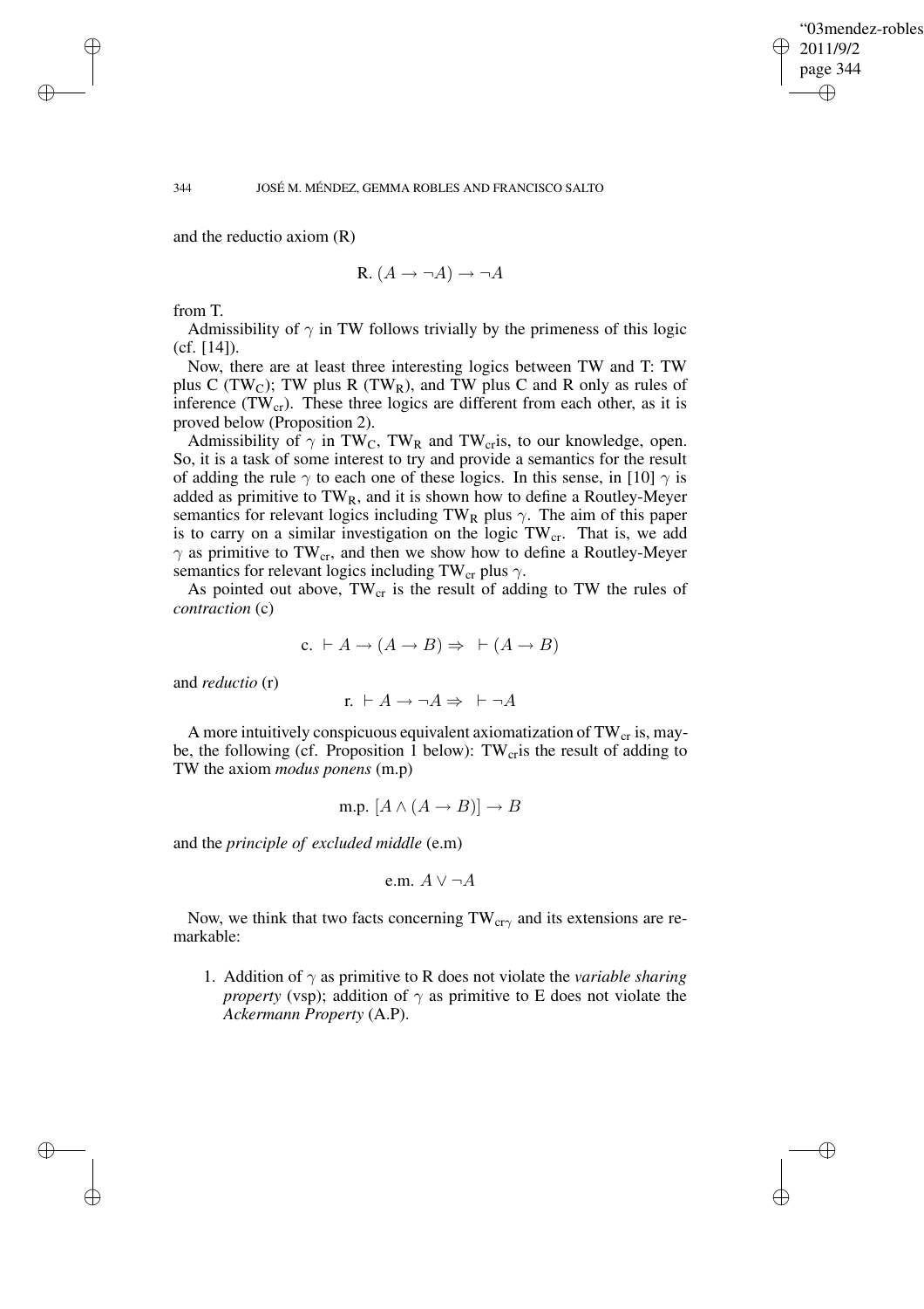and the reductio axiom (R)

$$\text{R. } (A \to \neg A) \to \neg A$$

from T.

Admissibility of $\gamma$ in TW follows trivially by the primeness of this logic (cf. [14]).

Now, there are at least three interesting logics between TW and T: TW plus C ($TW_C$); TW plus R ($TW_R$), and TW plus C and R only as rules of inference ($TW_{cr}$). These three logics are different from each other, as it is proved below (Proposition 2).

Admissibility of $\gamma$ in $TW_C$, $TW_R$ and $TW_{cr}$is, to our knowledge, open. So, it is a task of some interest to try and provide a semantics for the result of adding the rule $\gamma$ to each one of these logics. In this sense, in [10] $\gamma$ is added as primitive to $TW_R$, and it is shown how to define a Routley-Meyer semantics for relevant logics including $TW_R$ plus $\gamma$. The aim of this paper is to carry on a similar investigation on the logic $TW_{cr}$. That is, we add $\gamma$ as primitive to $TW_{cr}$, and then we show how to define a Routley-Meyer semantics for relevant logics including $TW_{cr}$ plus $\gamma$.

As pointed out above, $TW_{cr}$ is the result of adding to TW the rules of *contraction* (c)

$$\text{c. } \vdash A \to (A \to B) \Rightarrow \ \vdash (A \to B)$$

and *reductio* (r)

$$\text{r. } \vdash A \to \neg A \Rightarrow \ \vdash \neg A$$

A more intuitively conspicuous equivalent axiomatization of $TW_{cr}$ is, maybe, the following (cf. Proposition 1 below): $TW_{cr}$is the result of adding to TW the axiom *modus ponens* (m.p)

$$\text{m.p. } [A \wedge (A \to B)] \to B$$

and the *principle of excluded middle* (e.m)

$$\text{e.m. } A \vee \neg A$$

Now, we think that two facts concerning $TW_{cr\gamma}$ and its extensions are remarkable:

1. Addition of $\gamma$ as primitive to R does not violate the *variable sharing property* (vsp); addition of $\gamma$ as primitive to E does not violate the *Ackermann Property* (A.P).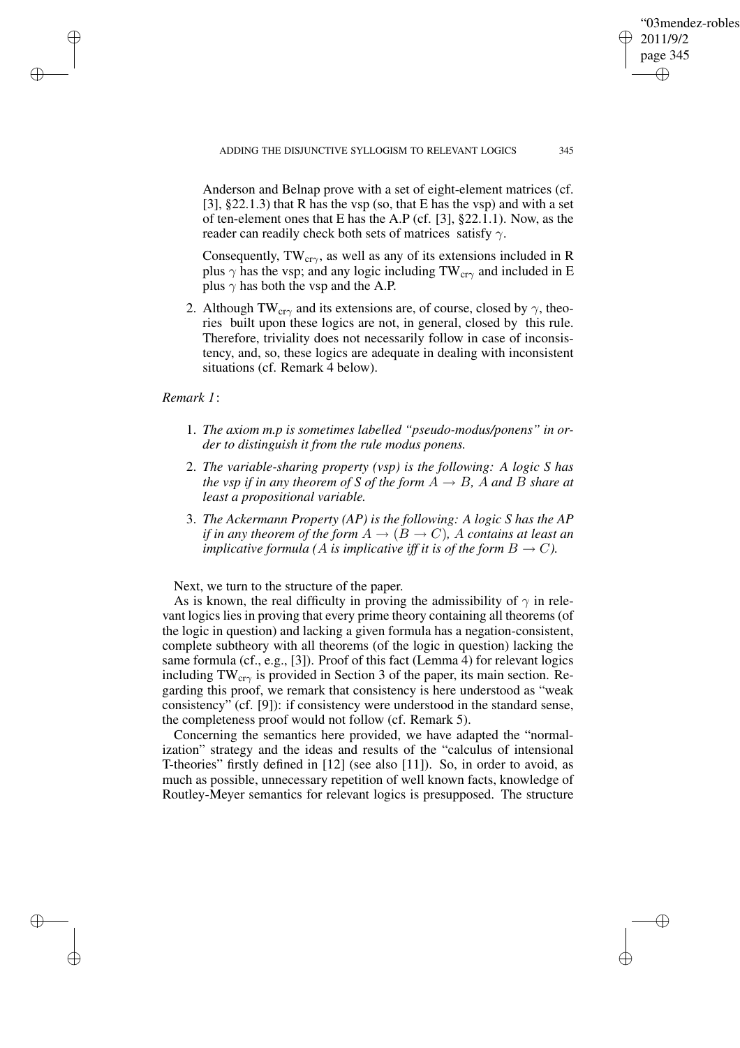Anderson and Belnap prove with a set of eight-element matrices (cf. [3], §22.1.3) that R has the vsp (so, that E has the vsp) and with a set of ten-element ones that E has the A.P (cf. [3], §22.1.1). Now, as the reader can readily check both sets of matrices satisfy $\gamma$.

Consequently, $\mathrm{TW}_{\mathrm{cr}\gamma}$, as well as any of its extensions included in R plus $\gamma$ has the vsp; and any logic including $\mathrm{TW}_{\mathrm{cr}\gamma}$ and included in E plus $\gamma$ has both the vsp and the A.P.

2. Although $\mathrm{TW}_{\mathrm{cr}\gamma}$ and its extensions are, of course, closed by $\gamma$, theories built upon these logics are not, in general, closed by this rule. Therefore, triviality does not necessarily follow in case of inconsistency, and, so, these logics are adequate in dealing with inconsistent situations (cf. Remark 4 below).

*Remark 1*:

1. *The axiom m.p is sometimes labelled "pseudo-modus/ponens" in order to distinguish it from the rule modus ponens.*
2. *The variable-sharing property (vsp) is the following: A logic S has the vsp if in any theorem of S of the form $A \to B$, A and B share at least a propositional variable.*
3. *The Ackermann Property (AP) is the following: A logic S has the AP if in any theorem of the form $A \to (B \to C)$, A contains at least an implicative formula (A is implicative iff it is of the form $B \to C$).*

Next, we turn to the structure of the paper.

As is known, the real difficulty in proving the admissibility of $\gamma$ in relevant logics lies in proving that every prime theory containing all theorems (of the logic in question) and lacking a given formula has a negation-consistent, complete subtheory with all theorems (of the logic in question) lacking the same formula (cf., e.g., [3]). Proof of this fact (Lemma 4) for relevant logics including $\mathrm{TW}_{\mathrm{cr}\gamma}$ is provided in Section 3 of the paper, its main section. Regarding this proof, we remark that consistency is here understood as "weak consistency" (cf. [9]): if consistency were understood in the standard sense, the completeness proof would not follow (cf. Remark 5).

Concerning the semantics here provided, we have adapted the "normalization" strategy and the ideas and results of the "calculus of intensional T-theories" firstly defined in [12] (see also [11]). So, in order to avoid, as much as possible, unnecessary repetition of well known facts, knowledge of Routley-Meyer semantics for relevant logics is presupposed. The structure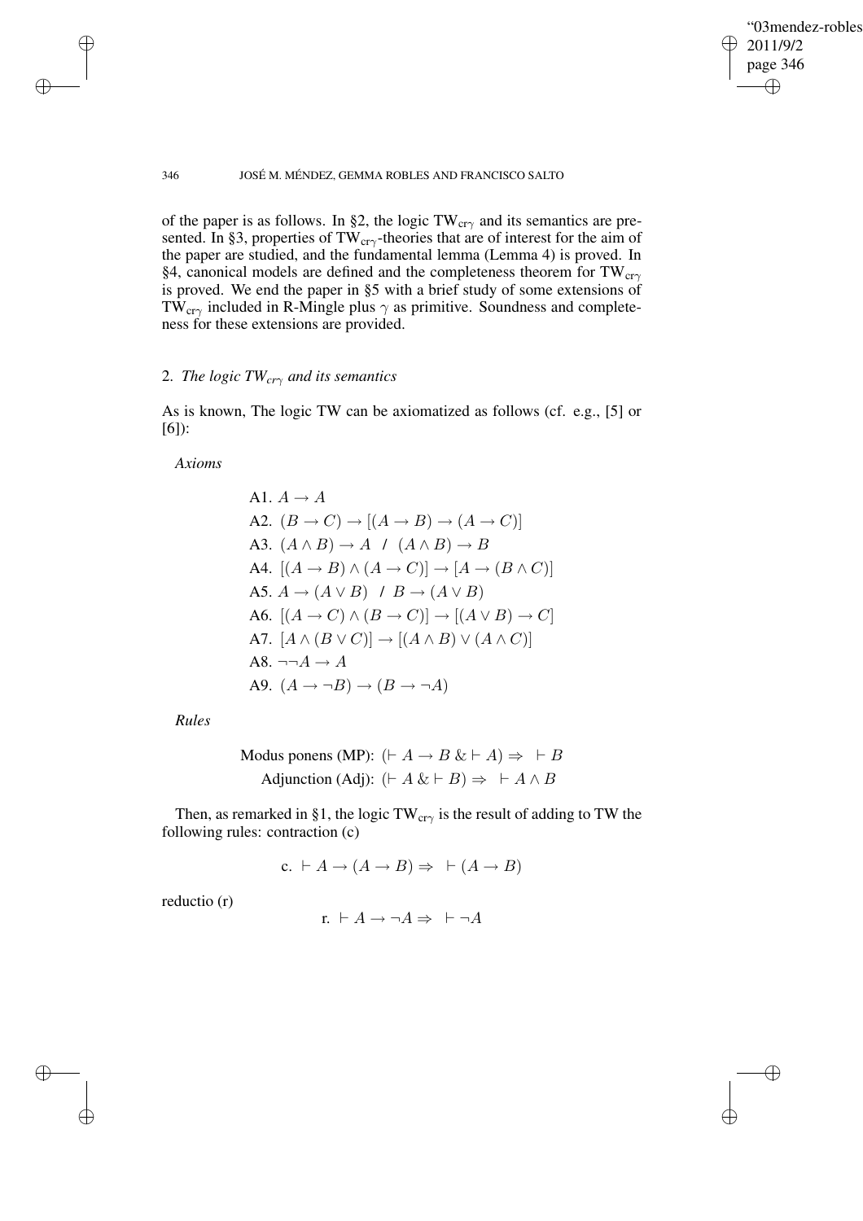of the paper is as follows. In §2, the logic $\mathrm{TW}_{\mathrm{cr}\gamma}$ and its semantics are presented. In §3, properties of $\mathrm{TW}_{\mathrm{cr}\gamma}$-theories that are of interest for the aim of the paper are studied, and the fundamental lemma (Lemma 4) is proved. In §4, canonical models are defined and the completeness theorem for $\mathrm{TW}_{\mathrm{cr}\gamma}$ is proved. We end the paper in §5 with a brief study of some extensions of $\mathrm{TW}_{\mathrm{cr}\gamma}$ included in R-Mingle plus $\gamma$ as primitive. Soundness and completeness for these extensions are provided.

## 2. *The logic $TW_{cr\gamma}$ and its semantics*

As is known, The logic TW can be axiomatized as follows (cf. e.g., [5] or [6]):

*Axioms*

A1. $A \to A$

A2. $(B \to C) \to [(A \to B) \to (A \to C)]$

A3. $(A \wedge B) \to A$ / $(A \wedge B) \to B$

A4. $[(A \to B) \wedge (A \to C)] \to [A \to (B \wedge C)]$

A5. $A \to (A \vee B)$ / $B \to (A \vee B)$

A6. $[(A \to C) \wedge (B \to C)] \to [(A \vee B) \to C]$

A7. $[A \wedge (B \vee C)] \to [(A \wedge B) \vee (A \wedge C)]$

A8. $\neg\neg A \to A$

A9. $(A \to \neg B) \to (B \to \neg A)$

*Rules*

Modus ponens (MP): $(\vdash A \to B \,\&\, \vdash A) \Rightarrow\ \vdash B$

Adjunction (Adj): $(\vdash A \,\&\, \vdash B) \Rightarrow\ \vdash A \wedge B$

Then, as remarked in §1, the logic $\mathrm{TW}_{\mathrm{cr}\gamma}$ is the result of adding to TW the following rules: contraction (c)

$$\text{c. } \vdash A \to (A \to B) \Rightarrow\ \vdash (A \to B)$$

reductio (r)

$$\text{r. } \vdash A \to \neg A \Rightarrow\ \vdash \neg A$$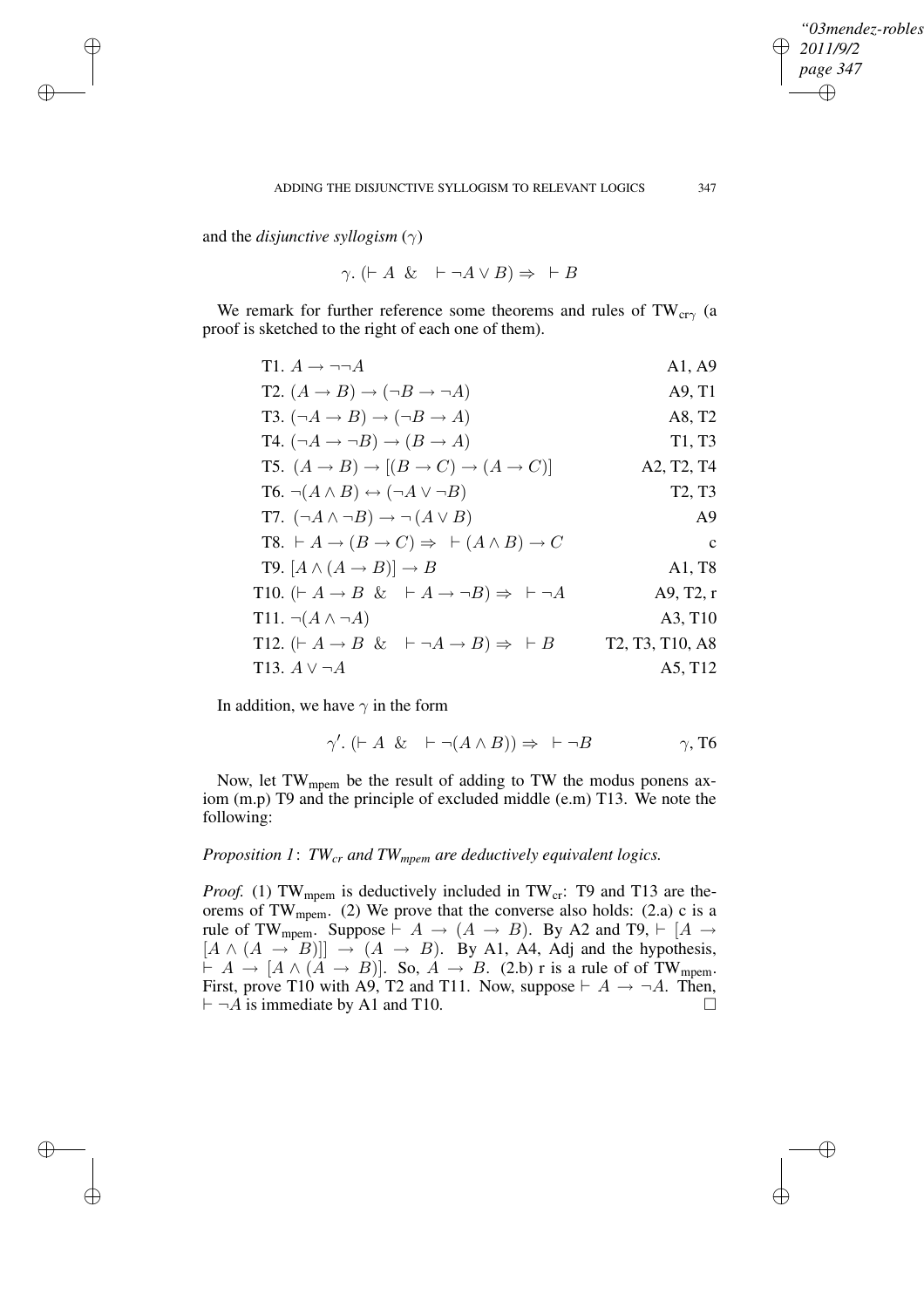and the *disjunctive syllogism* ($\gamma$)

$$\gamma.\ (\vdash A\ \ \&\ \ \vdash \neg A \vee B) \Rightarrow\ \vdash B$$

We remark for further reference some theorems and rules of $\mathrm{TW}_{\mathrm{cr}\gamma}$ (a proof is sketched to the right of each one of them).

| | |
|---|---|
| T1. $A \rightarrow \neg\neg A$ | A1, A9 |
| T2. $(A \rightarrow B) \rightarrow (\neg B \rightarrow \neg A)$ | A9, T1 |
| T3. $(\neg A \rightarrow B) \rightarrow (\neg B \rightarrow A)$ | A8, T2 |
| T4. $(\neg A \rightarrow \neg B) \rightarrow (B \rightarrow A)$ | T1, T3 |
| T5. $(A \rightarrow B) \rightarrow [(B \rightarrow C) \rightarrow (A \rightarrow C)]$ | A2, T2, T4 |
| T6. $\neg(A \wedge B) \leftrightarrow (\neg A \vee \neg B)$ | T2, T3 |
| T7. $(\neg A \wedge \neg B) \rightarrow \neg(A \vee B)$ | A9 |
| T8. $\vdash A \rightarrow (B \rightarrow C) \Rightarrow\ \vdash (A \wedge B) \rightarrow C$ | c |
| T9. $[A \wedge (A \rightarrow B)] \rightarrow B$ | A1, T8 |
| T10. $(\vdash A \rightarrow B\ \ \&\ \ \vdash A \rightarrow \neg B) \Rightarrow\ \vdash \neg A$ | A9, T2, r |
| T11. $\neg(A \wedge \neg A)$ | A3, T10 |
| T12. $(\vdash A \rightarrow B\ \ \&\ \ \vdash \neg A \rightarrow B) \Rightarrow\ \vdash B$ | T2, T3, T10, A8 |
| T13. $A \vee \neg A$ | A5, T12 |

In addition, we have $\gamma$ in the form

$$\gamma'.\ (\vdash A\ \ \&\ \ \vdash \neg(A \wedge B)) \Rightarrow\ \vdash \neg B \qquad\qquad \gamma,\ \text{T6}$$

Now, let $\mathrm{TW}_{\mathrm{mpem}}$ be the result of adding to TW the modus ponens axiom (m.p) T9 and the principle of excluded middle (e.m) T13. We note the following:

*Proposition 1*: *$TW_{cr}$ and $TW_{mpem}$ are deductively equivalent logics.*

*Proof.* (1) $\mathrm{TW}_{\mathrm{mpem}}$ is deductively included in $\mathrm{TW}_{\mathrm{cr}}$: T9 and T13 are theorems of $\mathrm{TW}_{\mathrm{mpem}}$. (2) We prove that the converse also holds: (2.a) c is a rule of $\mathrm{TW}_{\mathrm{mpem}}$. Suppose $\vdash A \rightarrow (A \rightarrow B)$. By A2 and T9, $\vdash [A \rightarrow [A \wedge (A \rightarrow B)]] \rightarrow (A \rightarrow B)$. By A1, A4, Adj and the hypothesis, $\vdash A \rightarrow [A \wedge (A \rightarrow B)]$. So, $A \rightarrow B$. (2.b) r is a rule of of $\mathrm{TW}_{\mathrm{mpem}}$. First, prove T10 with A9, T2 and T11. Now, suppose $\vdash A \rightarrow \neg A$. Then, $\vdash \neg A$ is immediate by A1 and T10. □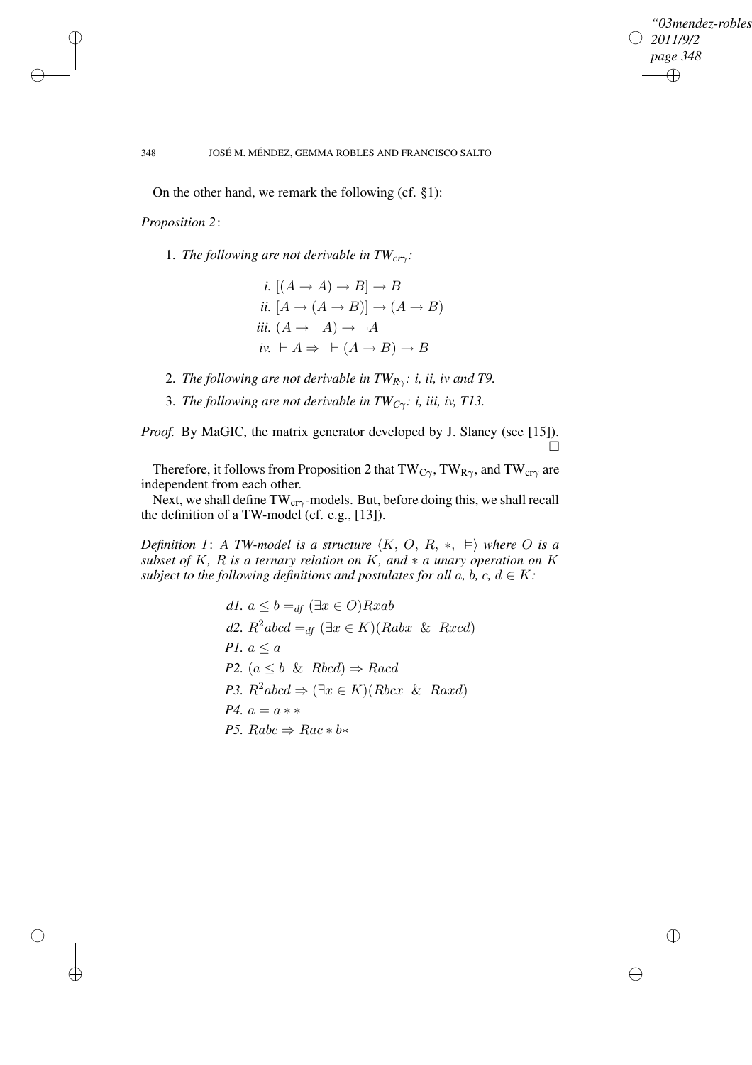On the other hand, we remark the following (cf. §1):

*Proposition 2*:

1. *The following are not derivable in $TW_{cr\gamma}$:*

$$\begin{aligned} &i.\ [(A \to A) \to B] \to B \\ &ii.\ [A \to (A \to B)] \to (A \to B) \\ &iii.\ (A \to \neg A) \to \neg A \\ &iv.\ \vdash A \Rightarrow\ \vdash (A \to B) \to B \end{aligned}$$

2. *The following are not derivable in $TW_{R\gamma}$: i, ii, iv and T9.*
3. *The following are not derivable in $TW_{C\gamma}$: i, iii, iv, T13.*

*Proof.* By MaGIC, the matrix generator developed by J. Slaney (see [15]). □

Therefore, it follows from Proposition 2 that $TW_{C\gamma}$, $TW_{R\gamma}$, and $TW_{cr\gamma}$ are independent from each other.

Next, we shall define $TW_{cr\gamma}$-models. But, before doing this, we shall recall the definition of a TW-model (cf. e.g., [13]).

*Definition 1*: *A TW-model is a structure $\langle K, O, R, *, \vDash \rangle$ where $O$ is a subset of $K$, $R$ is a ternary relation on $K$, and $*$ a unary operation on $K$ subject to the following definitions and postulates for all $a, b, c, d \in K$:*

$$\begin{aligned} &d1.\ a \leq b =_{df} (\exists x \in O)Rxab \\ &d2.\ R^2abcd =_{df} (\exists x \in K)(Rabx\ \ \&\ \ Rxcd) \\ &P1.\ a \leq a \\ &P2.\ (a \leq b\ \ \&\ \ Rbcd) \Rightarrow Racd \\ &P3.\ R^2abcd \Rightarrow (\exists x \in K)(Rbcx\ \ \&\ \ Raxd) \\ &P4.\ a = a** \\ &P5.\ Rabc \Rightarrow Rac*b* \end{aligned}$$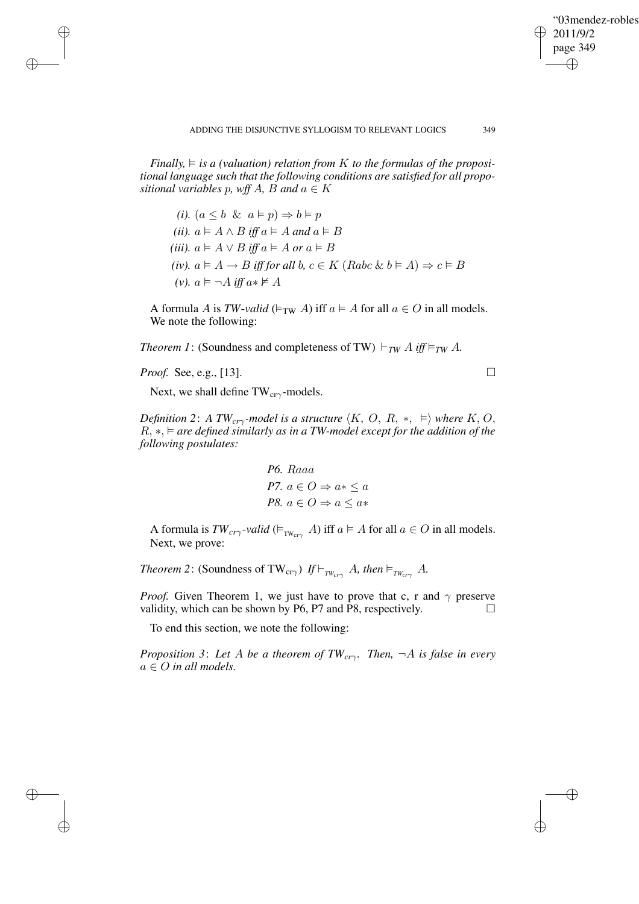*Finally, $\vDash$ is a (valuation) relation from $K$ to the formulas of the propositional language such that the following conditions are satisfied for all propositional variables $p$, wff $A$, $B$ and $a \in K$*

> *(i).* $(a \leq b \ \& \ a \vDash p) \Rightarrow b \vDash p$
>
> *(ii).* $a \vDash A \wedge B$ *iff* $a \vDash A$ *and* $a \vDash B$
>
> *(iii).* $a \vDash A \vee B$ *iff* $a \vDash A$ *or* $a \vDash B$
>
> *(iv).* $a \vDash A \rightarrow B$ *iff for all* $b, c \in K$ $(Rabc \ \& \ b \vDash A) \Rightarrow c \vDash B$
>
> *(v).* $a \vDash \neg A$ *iff* $a* \nvDash A$

A formula $A$ is *TW-valid* ($\vDash_{\mathrm{TW}} A$) iff $a \vDash A$ for all $a \in O$ in all models. We note the following:

*Theorem 1*: (Soundness and completeness of TW) $\vdash_{TW} A$ *iff* $\vDash_{TW} A$.

*Proof.* See, e.g., [13]. □

Next, we shall define $\mathrm{TW}_{\mathrm{cr}\gamma}$-models.

*Definition 2*: *A $TW_{cr\gamma}$-model is a structure $\langle K, O, R, *, \vDash\rangle$ where $K$, $O$, $R$, $*$, $\vDash$ are defined similarly as in a TW-model except for the addition of the following postulates:*

$$P6. \ Raaa$$
$$P7. \ a \in O \Rightarrow a* \leq a$$
$$P8. \ a \in O \Rightarrow a \leq a*$$

A formula is *$TW_{cr\gamma}$-valid* ($\vDash_{\mathrm{TW}_{\mathrm{cr}\gamma}} A$) iff $a \vDash A$ for all $a \in O$ in all models. Next, we prove:

*Theorem 2*: (Soundness of $\mathrm{TW}_{\mathrm{cr}\gamma}$) *If* $\vdash_{TW_{cr\gamma}} A$, *then* $\vDash_{TW_{cr\gamma}} A$.

*Proof.* Given Theorem 1, we just have to prove that c, r and $\gamma$ preserve validity, which can be shown by P6, P7 and P8, respectively. □

To end this section, we note the following:

*Proposition 3*: *Let $A$ be a theorem of $TW_{cr\gamma}$. Then, $\neg A$ is false in every $a \in O$ in all models.*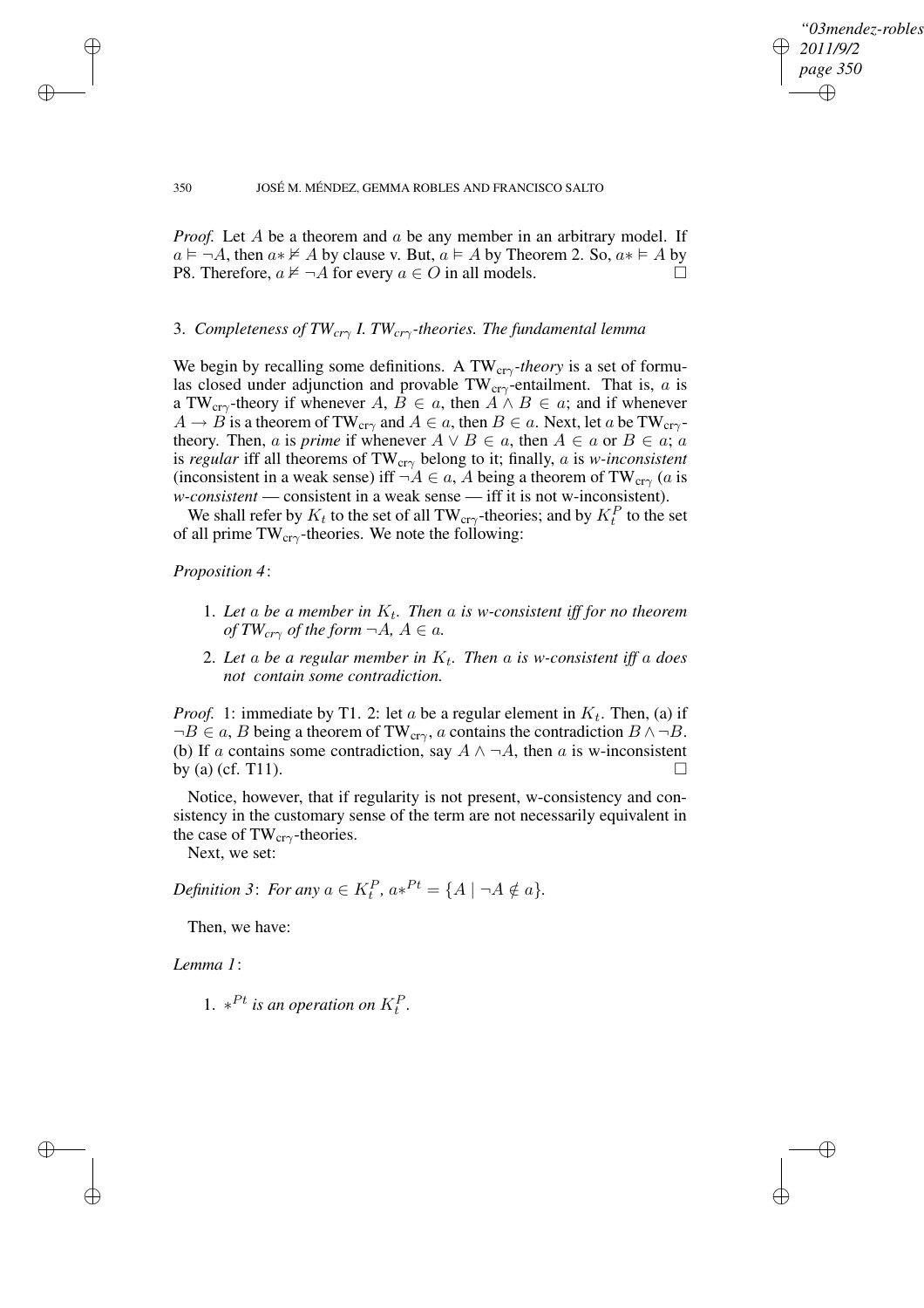*Proof.* Let $A$ be a theorem and $a$ be any member in an arbitrary model. If $a \vDash \neg A$, then $a* \nvDash A$ by clause v. But, $a \vDash A$ by Theorem 2. So, $a* \vDash A$ by P8. Therefore, $a \nvDash \neg A$ for every $a \in O$ in all models. □

### 3. *Completeness of TW$_{cr\gamma}$ I. TW$_{cr\gamma}$-theories. The fundamental lemma*

We begin by recalling some definitions. A TW$_{cr\gamma}$-*theory* is a set of formulas closed under adjunction and provable TW$_{cr\gamma}$-entailment. That is, $a$ is a TW$_{cr\gamma}$-theory if whenever $A, B \in a$, then $A \wedge B \in a$; and if whenever $A \to B$ is a theorem of TW$_{cr\gamma}$ and $A \in a$, then $B \in a$. Next, let $a$ be TW$_{cr\gamma}$-theory. Then, $a$ is *prime* if whenever $A \vee B \in a$, then $A \in a$ or $B \in a$; $a$ is *regular* iff all theorems of TW$_{cr\gamma}$ belong to it; finally, $a$ is *w-inconsistent* (inconsistent in a weak sense) iff $\neg A \in a$, $A$ being a theorem of TW$_{cr\gamma}$ ($a$ is *w-consistent* — consistent in a weak sense — iff it is not w-inconsistent).

We shall refer by $K_t$ to the set of all TW$_{cr\gamma}$-theories; and by $K_t^P$ to the set of all prime TW$_{cr\gamma}$-theories. We note the following:

*Proposition 4*:

1. *Let $a$ be a member in $K_t$. Then $a$ is w-consistent iff for no theorem of TW$_{cr\gamma}$ of the form $\neg A$, $A \in a$.*
2. *Let $a$ be a regular member in $K_t$. Then $a$ is w-consistent iff $a$ does not contain some contradiction.*

*Proof.* 1: immediate by T1. 2: let $a$ be a regular element in $K_t$. Then, (a) if $\neg B \in a$, $B$ being a theorem of TW$_{cr\gamma}$, $a$ contains the contradiction $B \wedge \neg B$. (b) If $a$ contains some contradiction, say $A \wedge \neg A$, then $a$ is w-inconsistent by (a) (cf. T11). □

Notice, however, that if regularity is not present, w-consistency and consistency in the customary sense of the term are not necessarily equivalent in the case of TW$_{cr\gamma}$-theories.

Next, we set:

*Definition 3*: *For any $a \in K_t^P$, $a*^{Pt} = \{A \mid \neg A \notin a\}$.*

Then, we have:

*Lemma 1*:

1. *$*^{Pt}$ is an operation on $K_t^P$.*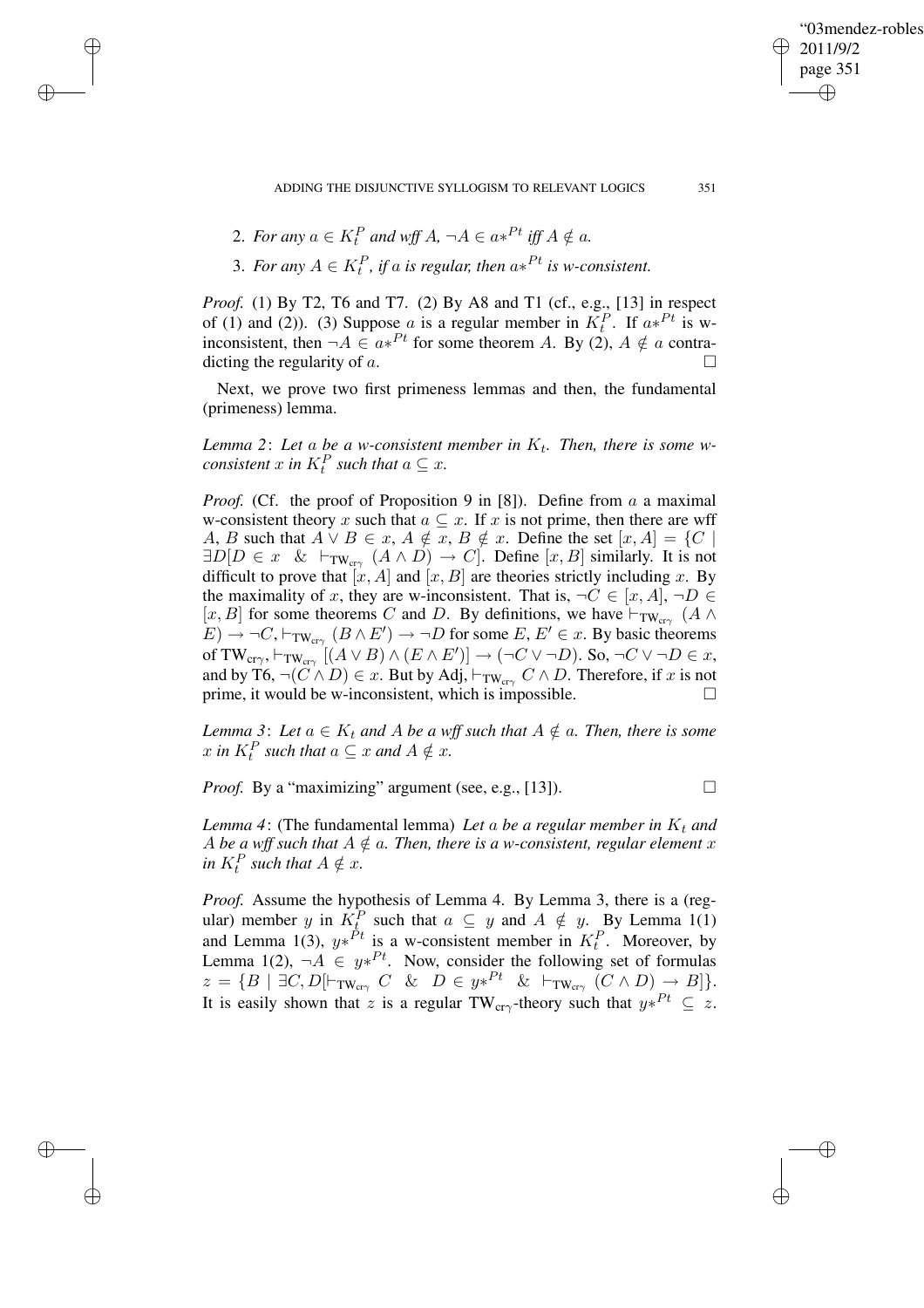2. *For any* $a \in K_t^P$ *and wff* $A$, $\neg A \in a*^{Pt}$ *iff* $A \notin a$.

3. *For any* $A \in K_t^P$, *if* $a$ *is regular, then* $a*^{Pt}$ *is w-consistent.*

*Proof.* (1) By T2, T6 and T7. (2) By A8 and T1 (cf., e.g., [13] in respect of (1) and (2)). (3) Suppose $a$ is a regular member in $K_t^P$. If $a*^{Pt}$ is w-inconsistent, then $\neg A \in a*^{Pt}$ for some theorem $A$. By (2), $A \notin a$ contradicting the regularity of $a$. □

Next, we prove two first primeness lemmas and then, the fundamental (primeness) lemma.

*Lemma 2*: *Let* $a$ *be a w-consistent member in* $K_t$. *Then, there is some w-consistent* $x$ *in* $K_t^P$ *such that* $a \subseteq x$.

*Proof.* (Cf. the proof of Proposition 9 in [8]). Define from $a$ a maximal w-consistent theory $x$ such that $a \subseteq x$. If $x$ is not prime, then there are wff $A$, $B$ such that $A \vee B \in x$, $A \notin x$, $B \notin x$. Define the set $[x, A] = \{C \mid \exists D[D \in x \;\;\&\;\; \vdash_{\mathrm{TW}_{\mathrm{cr}\gamma}} (A \wedge D) \to C]$. Define $[x, B]$ similarly. It is not difficult to prove that $[x, A]$ and $[x, B]$ are theories strictly including $x$. By the maximality of $x$, they are w-inconsistent. That is, $\neg C \in [x, A]$, $\neg D \in [x, B]$ for some theorems $C$ and $D$. By definitions, we have $\vdash_{\mathrm{TW}_{\mathrm{cr}\gamma}} (A \wedge E) \to \neg C$, $\vdash_{\mathrm{TW}_{\mathrm{cr}\gamma}} (B \wedge E') \to \neg D$ for some $E, E' \in x$. By basic theorems of $\mathrm{TW}_{\mathrm{cr}\gamma}$, $\vdash_{\mathrm{TW}_{\mathrm{cr}\gamma}} [(A \vee B) \wedge (E \wedge E')] \to (\neg C \vee \neg D)$. So, $\neg C \vee \neg D \in x$, and by T6, $\neg(C \wedge D) \in x$. But by Adj, $\vdash_{\mathrm{TW}_{\mathrm{cr}\gamma}} C \wedge D$. Therefore, if $x$ is not prime, it would be w-inconsistent, which is impossible. □

*Lemma 3*: *Let* $a \in K_t$ *and* $A$ *be a wff such that* $A \notin a$. *Then, there is some* $x$ *in* $K_t^P$ *such that* $a \subseteq x$ *and* $A \notin x$.

*Proof.* By a "maximizing" argument (see, e.g., [13]). □

*Lemma 4*: (The fundamental lemma) *Let* $a$ *be a regular member in* $K_t$ *and* $A$ *be a wff such that* $A \notin a$. *Then, there is a w-consistent, regular element* $x$ *in* $K_t^P$ *such that* $A \notin x$.

*Proof.* Assume the hypothesis of Lemma 4. By Lemma 3, there is a (regular) member $y$ in $K_t^P$ such that $a \subseteq y$ and $A \notin y$. By Lemma 1(1) and Lemma 1(3), $y*^{Pt}$ is a w-consistent member in $K_t^P$. Moreover, by Lemma 1(2), $\neg A \in y*^{Pt}$. Now, consider the following set of formulas $z = \{B \mid \exists C, D[\vdash_{\mathrm{TW}_{\mathrm{cr}\gamma}} C \;\;\&\;\; D \in y*^{Pt} \;\;\&\;\; \vdash_{\mathrm{TW}_{\mathrm{cr}\gamma}} (C \wedge D) \to B]\}$. It is easily shown that $z$ is a regular $\mathrm{TW}_{\mathrm{cr}\gamma}$-theory such that $y*^{Pt} \subseteq z$.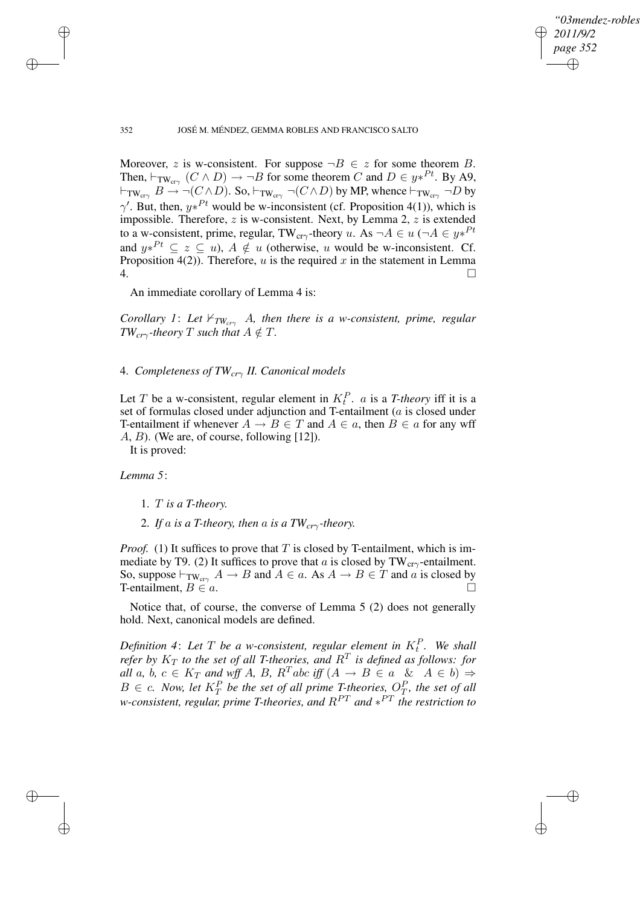Moreover, $z$ is w-consistent. For suppose $\neg B \in z$ for some theorem $B$. Then, $\vdash_{\mathrm{TW}_{\mathrm{cr}\gamma}} (C \wedge D) \rightarrow \neg B$ for some theorem $C$ and $D \in y{*}^{Pt}$. By A9, $\vdash_{\mathrm{TW}_{\mathrm{cr}\gamma}} B \rightarrow \neg(C \wedge D)$. So, $\vdash_{\mathrm{TW}_{\mathrm{cr}\gamma}} \neg(C \wedge D)$ by MP, whence $\vdash_{\mathrm{TW}_{\mathrm{cr}\gamma}} \neg D$ by $\gamma'$. But, then, $y{*}^{Pt}$ would be w-inconsistent (cf. Proposition 4(1)), which is impossible. Therefore, $z$ is w-consistent. Next, by Lemma 2, $z$ is extended to a w-consistent, prime, regular, $\mathrm{TW}_{\mathrm{cr}\gamma}$-theory $u$. As $\neg A \in u$ ($\neg A \in y{*}^{Pt}$ and $y{*}^{Pt} \subseteq z \subseteq u$), $A \notin u$ (otherwise, $u$ would be w-inconsistent. Cf. Proposition 4(2)). Therefore, $u$ is the required $x$ in the statement in Lemma 4. $\square$

An immediate corollary of Lemma 4 is:

*Corollary 1*: *Let $\nvdash_{TW_{cr\gamma}} A$, then there is a w-consistent, prime, regular $TW_{cr\gamma}$-theory $T$ such that $A \notin T$.*

## 4. *Completeness of $TW_{cr\gamma}$ II. Canonical models*

Let $T$ be a w-consistent, regular element in $K_t^P$. $a$ is a *T-theory* iff it is a set of formulas closed under adjunction and T-entailment ($a$ is closed under T-entailment if whenever $A \rightarrow B \in T$ and $A \in a$, then $B \in a$ for any wff $A$, $B$). (We are, of course, following [12]).

It is proved:

*Lemma 5*:

1. *$T$ is a T-theory.*
2. *If $a$ is a T-theory, then $a$ is a $TW_{cr\gamma}$-theory.*

*Proof.* (1) It suffices to prove that $T$ is closed by T-entailment, which is immediate by T9. (2) It suffices to prove that $a$ is closed by $\mathrm{TW}_{\mathrm{cr}\gamma}$-entailment. So, suppose $\vdash_{\mathrm{TW}_{\mathrm{cr}\gamma}} A \rightarrow B$ and $A \in a$. As $A \rightarrow B \in T$ and $a$ is closed by T-entailment, $B \in a$. $\square$

Notice that, of course, the converse of Lemma 5 (2) does not generally hold. Next, canonical models are defined.

*Definition 4*: *Let $T$ be a w-consistent, regular element in $K_t^P$. We shall refer by $K_T$ to the set of all T-theories, and $R^T$ is defined as follows: for all $a$, $b$, $c \in K_T$ and wff $A$, $B$, $R^T abc$ iff $(A \rightarrow B \in a \;\;\&\;\; A \in b) \Rightarrow B \in c$. Now, let $K_T^P$ be the set of all prime T-theories, $O_T^P$, the set of all w-consistent, regular, prime T-theories, and $R^{PT}$ and ${*}^{PT}$ the restriction to*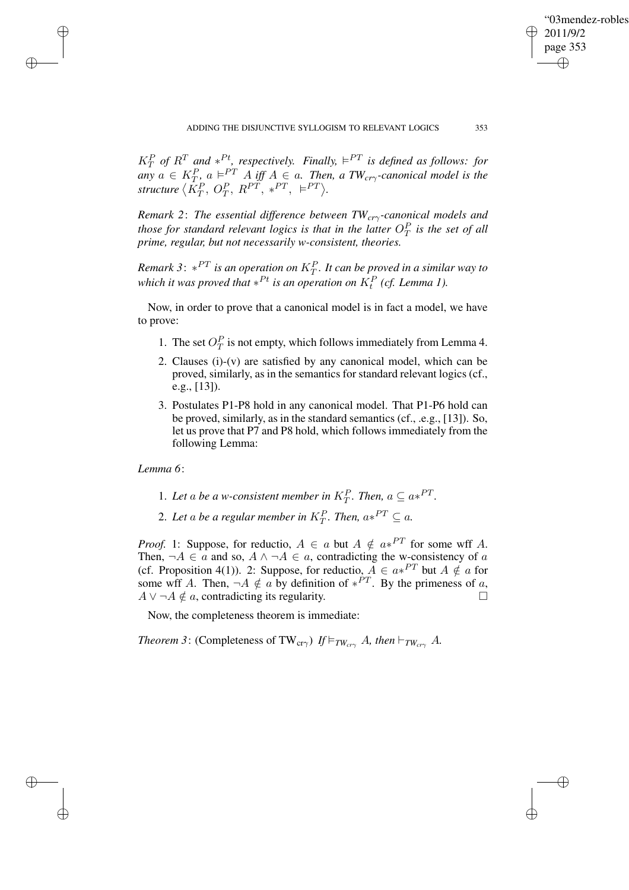*$K_T^P$ of $R^T$ and $*^{Pt}$, respectively. Finally, $\vDash^{PT}$ is defined as follows: for any $a \in K_T^P$, $a \vDash^{PT} A$ iff $A \in a$. Then, a TW$_{cr\gamma}$-canonical model is the structure $\langle K_T^P,\ O_T^P,\ R^{PT},\ *^{PT},\ \vDash^{PT}\rangle$.*

*Remark 2*: *The essential difference between TW$_{cr\gamma}$-canonical models and those for standard relevant logics is that in the latter $O_T^P$ is the set of all prime, regular, but not necessarily w-consistent, theories.*

*Remark 3*: *$*^{PT}$ is an operation on $K_T^P$. It can be proved in a similar way to which it was proved that $*^{Pt}$ is an operation on $K_t^P$ (cf. Lemma 1).*

Now, in order to prove that a canonical model is in fact a model, we have to prove:

1. The set $O_T^P$ is not empty, which follows immediately from Lemma 4.
2. Clauses (i)-(v) are satisfied by any canonical model, which can be proved, similarly, as in the semantics for standard relevant logics (cf., e.g., [13]).
3. Postulates P1-P8 hold in any canonical model. That P1-P6 hold can be proved, similarly, as in the standard semantics (cf., .e.g., [13]). So, let us prove that P7 and P8 hold, which follows immediately from the following Lemma:

*Lemma 6*:

1. *Let $a$ be a w-consistent member in $K_T^P$. Then, $a \subseteq a*^{PT}$.*
2. *Let $a$ be a regular member in $K_T^P$. Then, $a*^{PT} \subseteq a$.*

*Proof.* 1: Suppose, for reductio, $A \in a$ but $A \notin a*^{PT}$ for some wff $A$. Then, $\neg A \in a$ and so, $A \wedge \neg A \in a$, contradicting the w-consistency of $a$ (cf. Proposition 4(1)). 2: Suppose, for reductio, $A \in a*^{PT}$ but $A \notin a$ for some wff $A$. Then, $\neg A \notin a$ by definition of $*^{PT}$. By the primeness of $a$, $A \vee \neg A \notin a$, contradicting its regularity. □

Now, the completeness theorem is immediate:

*Theorem 3*: (Completeness of TW$_{cr\gamma}$) *If $\vDash_{TW_{cr\gamma}} A$, then $\vdash_{TW_{cr\gamma}} A$.*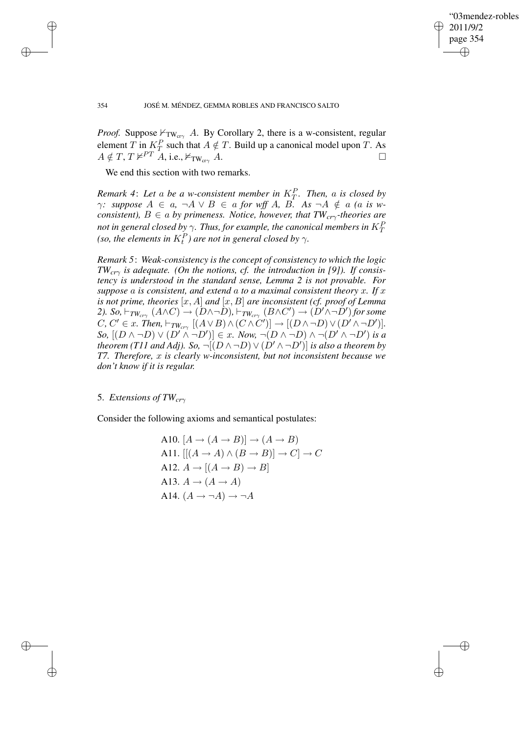*Proof.* Suppose $\nvdash_{\mathrm{TW}_{cr\gamma}} A$. By Corollary 2, there is a w-consistent, regular element $T$ in $K^P_T$ such that $A \notin T$. Build up a canonical model upon $T$. As $A \notin T$, $T \nvDash^{PT} A$, i.e., $\nvDash_{\mathrm{TW}_{cr\gamma}} A$. □

We end this section with two remarks.

*Remark 4*: *Let $a$ be a w-consistent member in $K^P_T$. Then, $a$ is closed by $\gamma$: suppose $A \in a$, $\neg A \vee B \in a$ for wff $A$, $B$. As $\neg A \notin a$ ($a$ is w-consistent), $B \in a$ by primeness. Notice, however, that $TW_{cr\gamma}$-theories are not in general closed by $\gamma$. Thus, for example, the canonical members in $K^P_T$ (so, the elements in $K^P_t$) are not in general closed by $\gamma$.*

*Remark 5*: *Weak-consistency is the concept of consistency to which the logic $TW_{cr\gamma}$ is adequate. (On the notions, cf. the introduction in [9]). If consistency is understood in the standard sense, Lemma 2 is not provable. For suppose $a$ is consistent, and extend $a$ to a maximal consistent theory $x$. If $x$ is not prime, theories $[x, A]$ and $[x, B]$ are inconsistent (cf. proof of Lemma 2). So, $\vdash_{TW_{cr\gamma}} (A \wedge C) \to (D \wedge \neg D)$, $\vdash_{TW_{cr\gamma}} (B \wedge C') \to (D' \wedge \neg D')$ for some $C, C' \in x$. Then, $\vdash_{TW_{cr\gamma}} [(A \vee B) \wedge (C \wedge C')] \to [(D \wedge \neg D) \vee (D' \wedge \neg D')]$. So, $[(D \wedge \neg D) \vee (D' \wedge \neg D')] \in x$. Now, $\neg(D \wedge \neg D) \wedge \neg(D' \wedge \neg D')$ is a theorem (T11 and Adj). So, $\neg[(D \wedge \neg D) \vee (D' \wedge \neg D')]$ is also a theorem by T7. Therefore, $x$ is clearly w-inconsistent, but not inconsistent because we don't know if it is regular.*

## 5. *Extensions of $TW_{cr\gamma}$*

Consider the following axioms and semantical postulates:

A10. $[A \to (A \to B)] \to (A \to B)$

A11. $[[(A \to A) \wedge (B \to B)] \to C] \to C$

A12. $A \to [(A \to B) \to B]$

A13. $A \to (A \to A)$

A14. $(A \to \neg A) \to \neg A$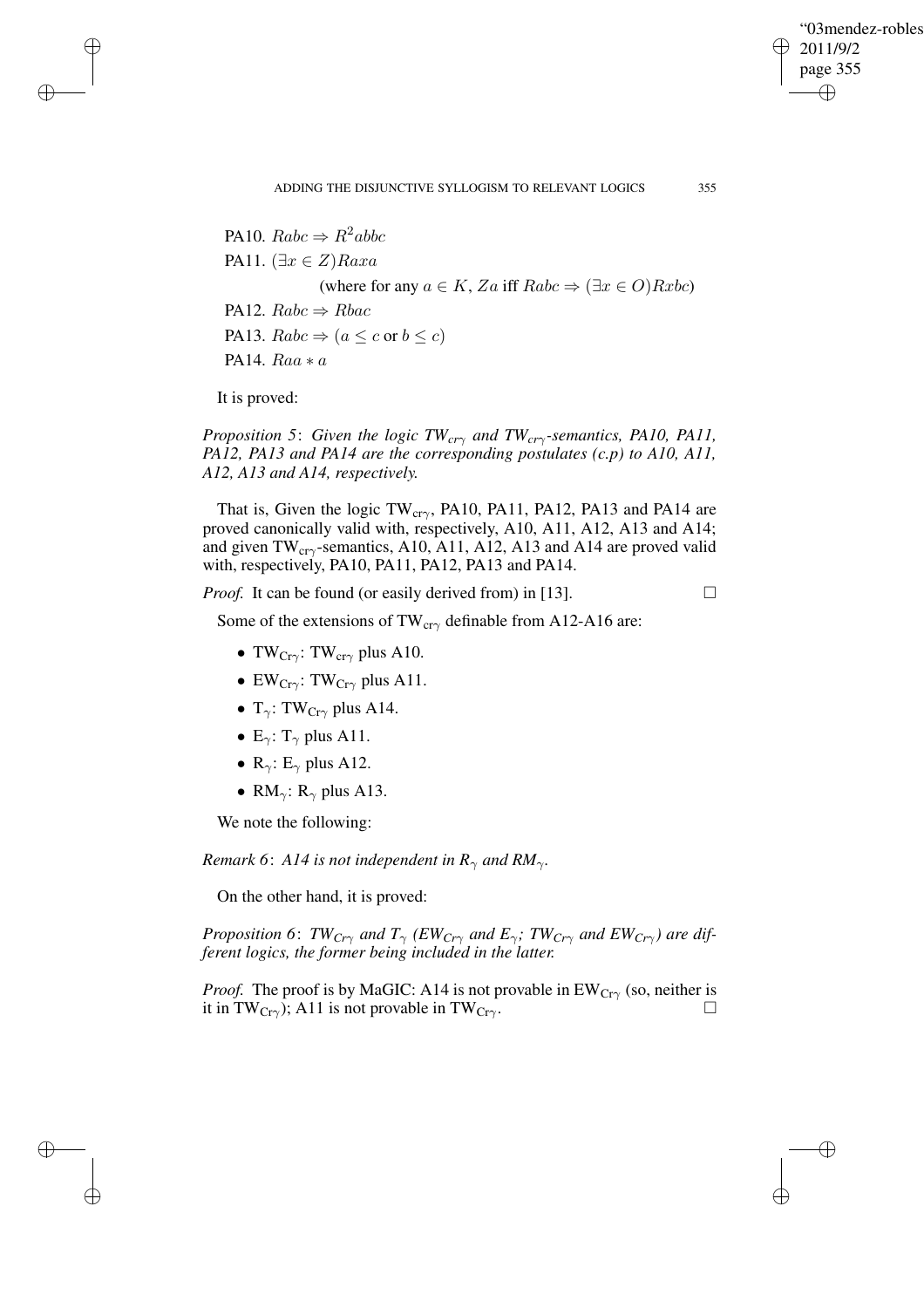PA10. $Rabc \Rightarrow R^2abbc$

PA11. $(\exists x \in Z)Raxa$

(where for any $a \in K$, $Za$ iff $Rabc \Rightarrow (\exists x \in O)Rxbc$)

PA12. $Rabc \Rightarrow Rbac$

PA13. $Rabc \Rightarrow (a \leq c$ or $b \leq c)$

PA14. $Raa * a$

It is proved:

*Proposition 5*: *Given the logic $TW_{cr\gamma}$ and $TW_{cr\gamma}$-semantics, PA10, PA11, PA12, PA13 and PA14 are the corresponding postulates (c.p) to A10, A11, A12, A13 and A14, respectively.*

That is, Given the logic $TW_{cr\gamma}$, PA10, PA11, PA12, PA13 and PA14 are proved canonically valid with, respectively, A10, A11, A12, A13 and A14; and given $TW_{cr\gamma}$-semantics, A10, A11, A12, A13 and A14 are proved valid with, respectively, PA10, PA11, PA12, PA13 and PA14.

*Proof.* It can be found (or easily derived from) in [13]. □

Some of the extensions of $TW_{cr\gamma}$ definable from A12-A16 are:

- $TW_{Cr\gamma}$: $TW_{cr\gamma}$ plus A10.
- $EW_{Cr\gamma}$: $TW_{Cr\gamma}$ plus A11.
- $T_{\gamma}$: $TW_{Cr\gamma}$ plus A14.
- $E_{\gamma}$: $T_{\gamma}$ plus A11.
- $R_{\gamma}$: $E_{\gamma}$ plus A12.
- $RM_{\gamma}$: $R_{\gamma}$ plus A13.

We note the following:

*Remark 6*: *A14 is not independent in $R_{\gamma}$ and $RM_{\gamma}$.*

On the other hand, it is proved:

*Proposition 6*: *$TW_{Cr\gamma}$ and $T_{\gamma}$ ($EW_{Cr\gamma}$ and $E_{\gamma}$; $TW_{Cr\gamma}$ and $EW_{Cr\gamma}$) are different logics, the former being included in the latter.*

*Proof.* The proof is by MaGIC: A14 is not provable in $EW_{Cr\gamma}$ (so, neither is it in $TW_{Cr\gamma}$); A11 is not provable in $TW_{Cr\gamma}$. □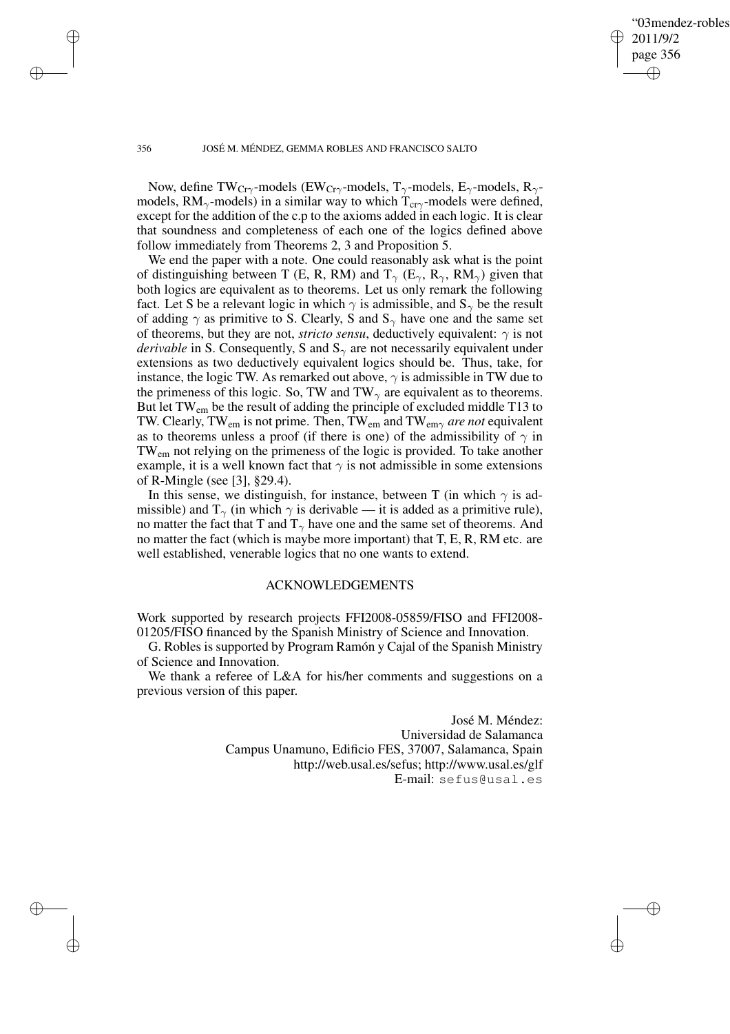Now, define $TW_{Cr\gamma}$-models ($EW_{Cr\gamma}$-models, $T_{\gamma}$-models, $E_{\gamma}$-models, $R_{\gamma}$-models, $RM_{\gamma}$-models) in a similar way to which $T_{cr\gamma}$-models were defined, except for the addition of the c.p to the axioms added in each logic. It is clear that soundness and completeness of each one of the logics defined above follow immediately from Theorems 2, 3 and Proposition 5.

We end the paper with a note. One could reasonably ask what is the point of distinguishing between T (E, R, RM) and $T_{\gamma}$ ($E_{\gamma}$, $R_{\gamma}$, $RM_{\gamma}$) given that both logics are equivalent as to theorems. Let us only remark the following fact. Let S be a relevant logic in which $\gamma$ is admissible, and $S_{\gamma}$ be the result of adding $\gamma$ as primitive to S. Clearly, S and $S_{\gamma}$ have one and the same set of theorems, but they are not, *stricto sensu*, deductively equivalent: $\gamma$ is not *derivable* in S. Consequently, S and $S_{\gamma}$ are not necessarily equivalent under extensions as two deductively equivalent logics should be. Thus, take, for instance, the logic TW. As remarked out above, $\gamma$ is admissible in TW due to the primeness of this logic. So, TW and $TW_{\gamma}$ are equivalent as to theorems. But let $TW_{em}$ be the result of adding the principle of excluded middle T13 to TW. Clearly, $TW_{em}$ is not prime. Then, $TW_{em}$ and $TW_{em\gamma}$ *are not* equivalent as to theorems unless a proof (if there is one) of the admissibility of $\gamma$ in $TW_{em}$ not relying on the primeness of the logic is provided. To take another example, it is a well known fact that $\gamma$ is not admissible in some extensions of R-Mingle (see [3], §29.4).

In this sense, we distinguish, for instance, between T (in which $\gamma$ is admissible) and $T_{\gamma}$ (in which $\gamma$ is derivable — it is added as a primitive rule), no matter the fact that T and $T_{\gamma}$ have one and the same set of theorems. And no matter the fact (which is maybe more important) that T, E, R, RM etc. are well established, venerable logics that no one wants to extend.

## ACKNOWLEDGEMENTS

Work supported by research projects FFI2008-05859/FISO and FFI2008-01205/FISO financed by the Spanish Ministry of Science and Innovation.

G. Robles is supported by Program Ramón y Cajal of the Spanish Ministry of Science and Innovation.

We thank a referee of L&A for his/her comments and suggestions on a previous version of this paper.

José M. Méndez:
Universidad de Salamanca
Campus Unamuno, Edificio FES, 37007, Salamanca, Spain
http://web.usal.es/sefus; http://www.usal.es/glf
E-mail: sefus@usal.es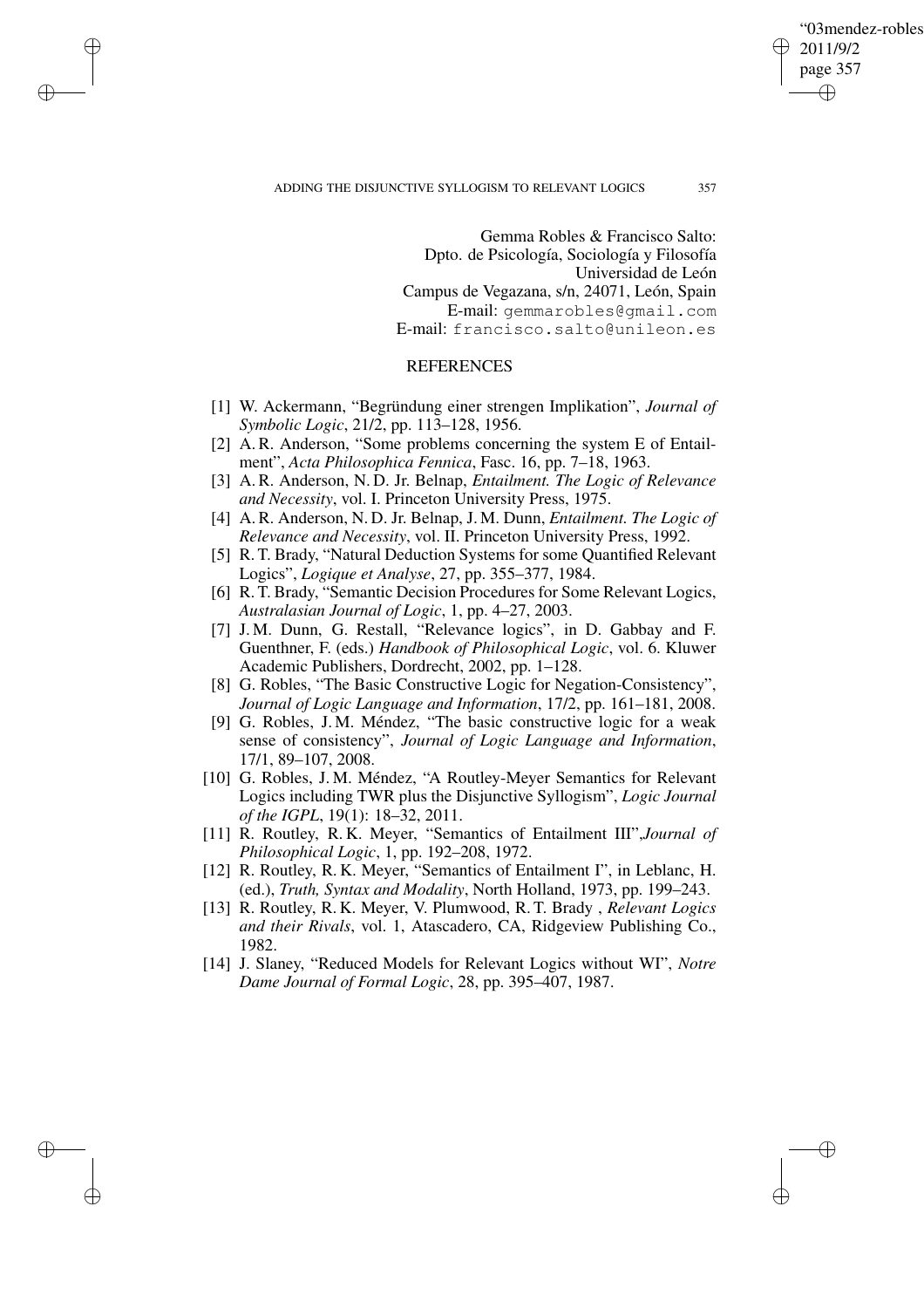Gemma Robles & Francisco Salto:
Dpto. de Psicología, Sociología y Filosofía
Universidad de León
Campus de Vegazana, s/n, 24071, León, Spain
E-mail: gemmarobles@gmail.com
E-mail: francisco.salto@unileon.es

## REFERENCES

[1] W. Ackermann, "Begründung einer strengen Implikation", *Journal of Symbolic Logic*, 21/2, pp. 113–128, 1956.

[2] A. R. Anderson, "Some problems concerning the system E of Entailment", *Acta Philosophica Fennica*, Fasc. 16, pp. 7–18, 1963.

[3] A. R. Anderson, N. D. Jr. Belnap, *Entailment. The Logic of Relevance and Necessity*, vol. I. Princeton University Press, 1975.

[4] A. R. Anderson, N. D. Jr. Belnap, J. M. Dunn, *Entailment. The Logic of Relevance and Necessity*, vol. II. Princeton University Press, 1992.

[5] R. T. Brady, "Natural Deduction Systems for some Quantified Relevant Logics", *Logique et Analyse*, 27, pp. 355–377, 1984.

[6] R. T. Brady, "Semantic Decision Procedures for Some Relevant Logics, *Australasian Journal of Logic*, 1, pp. 4–27, 2003.

[7] J. M. Dunn, G. Restall, "Relevance logics", in D. Gabbay and F. Guenthner, F. (eds.) *Handbook of Philosophical Logic*, vol. 6. Kluwer Academic Publishers, Dordrecht, 2002, pp. 1–128.

[8] G. Robles, "The Basic Constructive Logic for Negation-Consistency", *Journal of Logic Language and Information*, 17/2, pp. 161–181, 2008.

[9] G. Robles, J. M. Méndez, "The basic constructive logic for a weak sense of consistency", *Journal of Logic Language and Information*, 17/1, 89–107, 2008.

[10] G. Robles, J. M. Méndez, "A Routley-Meyer Semantics for Relevant Logics including TWR plus the Disjunctive Syllogism", *Logic Journal of the IGPL*, 19(1): 18–32, 2011.

[11] R. Routley, R. K. Meyer, "Semantics of Entailment III",*Journal of Philosophical Logic*, 1, pp. 192–208, 1972.

[12] R. Routley, R. K. Meyer, "Semantics of Entailment I", in Leblanc, H. (ed.), *Truth, Syntax and Modality*, North Holland, 1973, pp. 199–243.

[13] R. Routley, R. K. Meyer, V. Plumwood, R. T. Brady , *Relevant Logics and their Rivals*, vol. 1, Atascadero, CA, Ridgeview Publishing Co., 1982.

[14] J. Slaney, "Reduced Models for Relevant Logics without WI", *Notre Dame Journal of Formal Logic*, 28, pp. 395–407, 1987.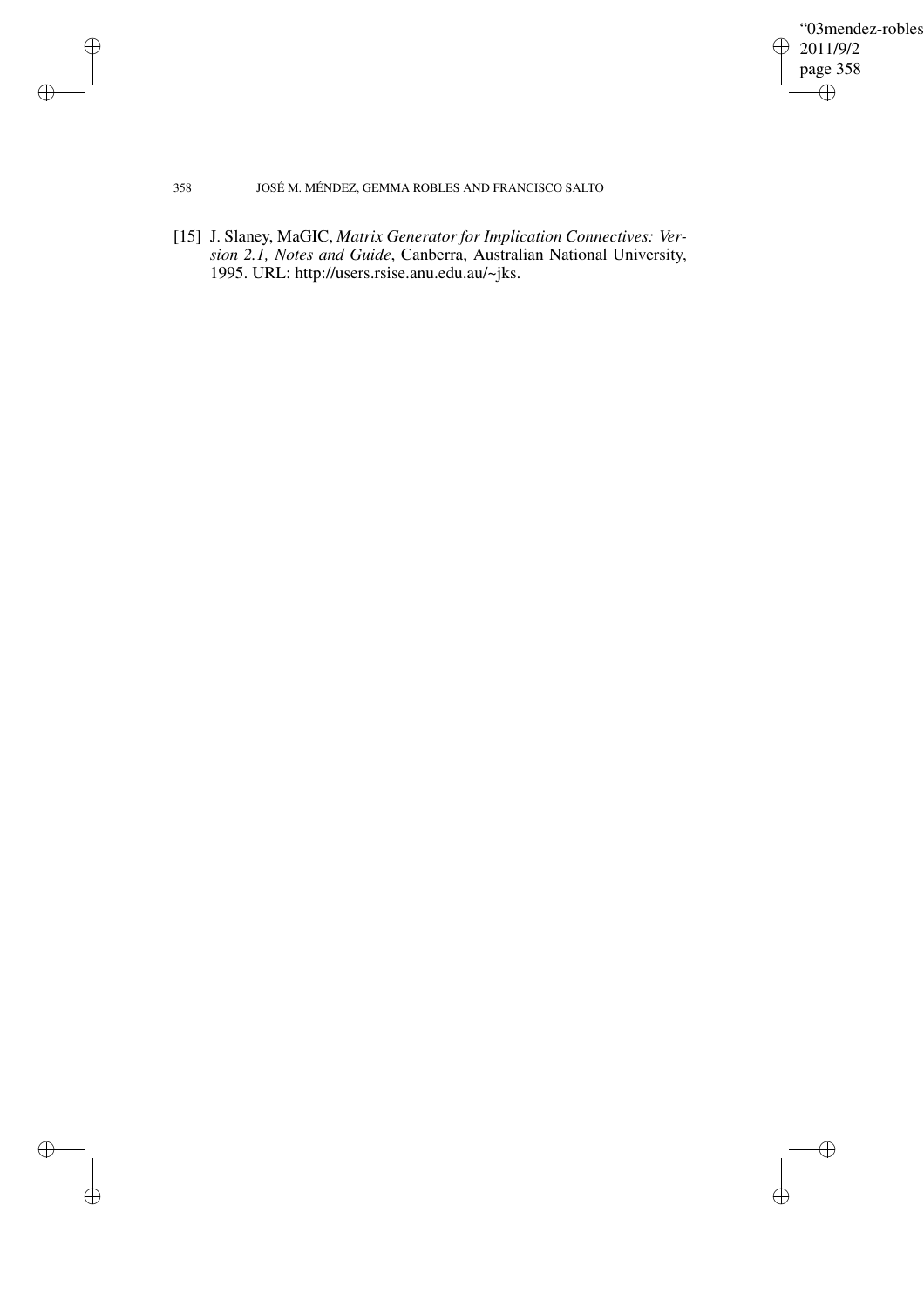[15] J. Slaney, MaGIC, *Matrix Generator for Implication Connectives: Version 2.1, Notes and Guide*, Canberra, Australian National University, 1995. URL: http://users.rsise.anu.edu.au/~jks.